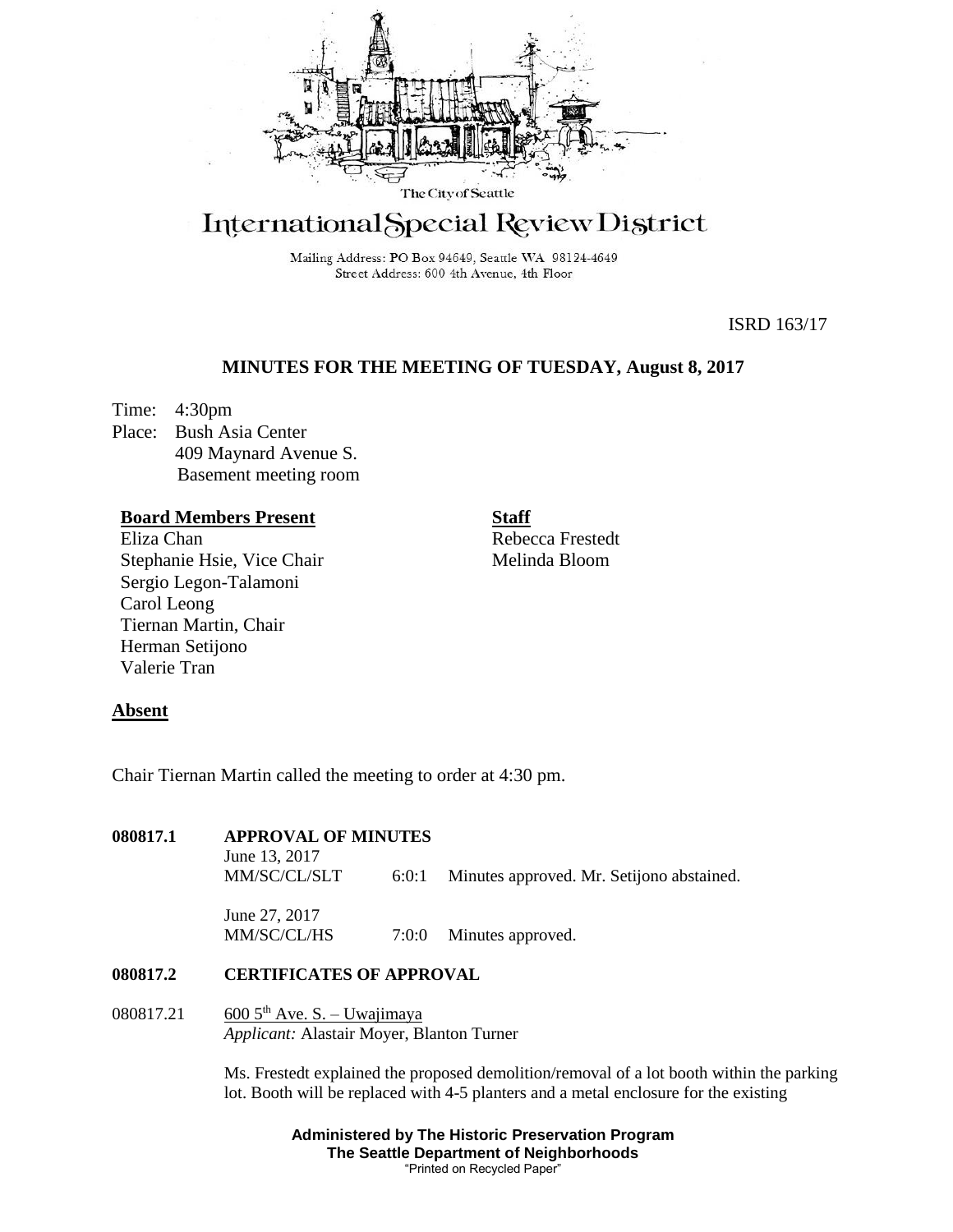The City of Seattle

# International Special Review District

Mailing Address: PO Box 94649, Seattle WA 98124-4649
Street Address: 600 4th Avenue, 4th Floor

ISRD 163/17

## MINUTES FOR THE MEETING OF TUESDAY, August 8, 2017

Time: 4:30pm
Place: Bush Asia Center
409 Maynard Avenue S.
Basement meeting room

**Board Members Present**
Eliza Chan
Stephanie Hsie, Vice Chair
Sergio Legon-Talamoni
Carol Leong
Tiernan Martin, Chair
Herman Setijono
Valerie Tran

**Staff**
Rebecca Frestedt
Melinda Bloom

**Absent**

Chair Tiernan Martin called the meeting to order at 4:30 pm.

**080817.1 APPROVAL OF MINUTES**

June 13, 2017
MM/SC/CL/SLT 6:0:1 Minutes approved. Mr. Setijono abstained.

June 27, 2017
MM/SC/CL/HS 7:0:0 Minutes approved.

**080817.2 CERTIFICATES OF APPROVAL**

080817.21 600 5th Ave. S. – Uwajimaya
*Applicant:* Alastair Moyer, Blanton Turner

Ms. Frestedt explained the proposed demolition/removal of a lot booth within the parking lot. Booth will be replaced with 4-5 planters and a metal enclosure for the existing

**Administered by The Historic Preservation Program**
**The Seattle Department of Neighborhoods**
"Printed on Recycled Paper"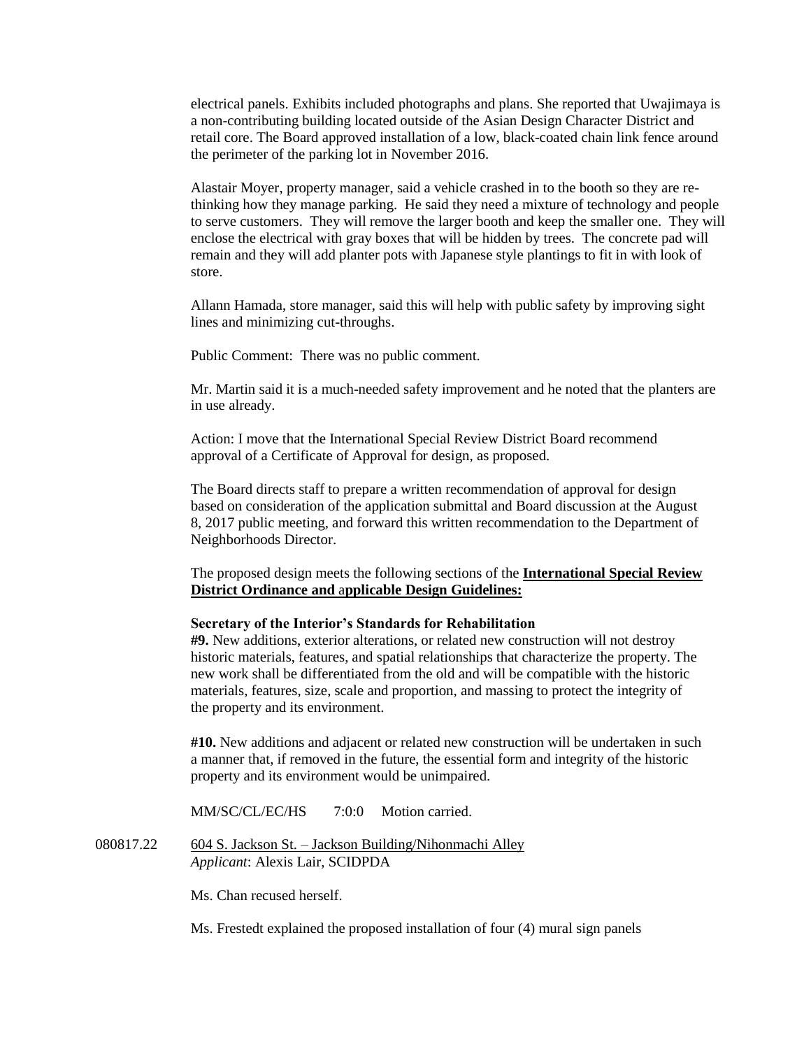electrical panels. Exhibits included photographs and plans. She reported that Uwajimaya is a non-contributing building located outside of the Asian Design Character District and retail core. The Board approved installation of a low, black-coated chain link fence around the perimeter of the parking lot in November 2016.

Alastair Moyer, property manager, said a vehicle crashed in to the booth so they are re-thinking how they manage parking. He said they need a mixture of technology and people to serve customers. They will remove the larger booth and keep the smaller one. They will enclose the electrical with gray boxes that will be hidden by trees. The concrete pad will remain and they will add planter pots with Japanese style plantings to fit in with look of store.

Allann Hamada, store manager, said this will help with public safety by improving sight lines and minimizing cut-throughs.

Public Comment: There was no public comment.

Mr. Martin said it is a much-needed safety improvement and he noted that the planters are in use already.

Action: I move that the International Special Review District Board recommend approval of a Certificate of Approval for design, as proposed.

The Board directs staff to prepare a written recommendation of approval for design based on consideration of the application submittal and Board discussion at the August 8, 2017 public meeting, and forward this written recommendation to the Department of Neighborhoods Director.

The proposed design meets the following sections of the **International Special Review District Ordinance and applicable Design Guidelines:**

**Secretary of the Interior's Standards for Rehabilitation**

**#9.** New additions, exterior alterations, or related new construction will not destroy historic materials, features, and spatial relationships that characterize the property. The new work shall be differentiated from the old and will be compatible with the historic materials, features, size, scale and proportion, and massing to protect the integrity of the property and its environment.

**#10.** New additions and adjacent or related new construction will be undertaken in such a manner that, if removed in the future, the essential form and integrity of the historic property and its environment would be unimpaired.

MM/SC/CL/EC/HS 7:0:0 Motion carried.

080817.22 604 S. Jackson St. – Jackson Building/Nihonmachi Alley
*Applicant*: Alexis Lair, SCIDPDA

Ms. Chan recused herself.

Ms. Frestedt explained the proposed installation of four (4) mural sign panels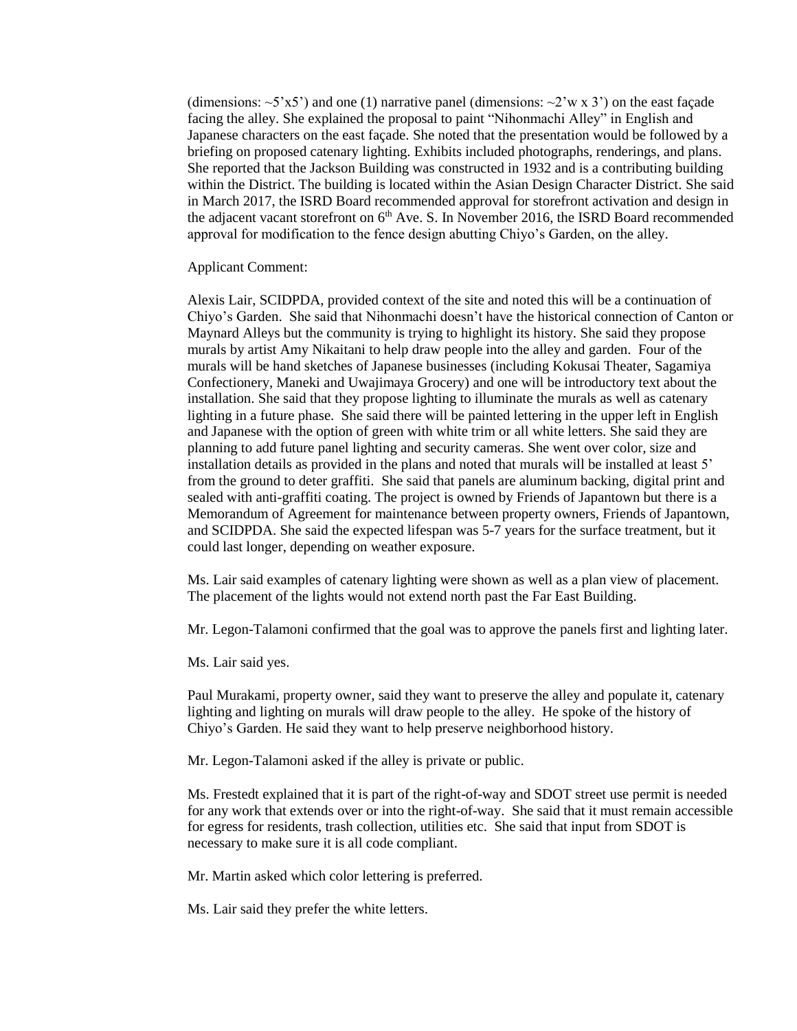(dimensions: ~5'x5') and one (1) narrative panel (dimensions: ~2'w x 3') on the east façade facing the alley. She explained the proposal to paint "Nihonmachi Alley" in English and Japanese characters on the east façade. She noted that the presentation would be followed by a briefing on proposed catenary lighting. Exhibits included photographs, renderings, and plans. She reported that the Jackson Building was constructed in 1932 and is a contributing building within the District. The building is located within the Asian Design Character District. She said in March 2017, the ISRD Board recommended approval for storefront activation and design in the adjacent vacant storefront on 6th Ave. S. In November 2016, the ISRD Board recommended approval for modification to the fence design abutting Chiyo's Garden, on the alley.

Applicant Comment:

Alexis Lair, SCIDPDA, provided context of the site and noted this will be a continuation of Chiyo's Garden. She said that Nihonmachi doesn't have the historical connection of Canton or Maynard Alleys but the community is trying to highlight its history. She said they propose murals by artist Amy Nikaitani to help draw people into the alley and garden. Four of the murals will be hand sketches of Japanese businesses (including Kokusai Theater, Sagamiya Confectionery, Maneki and Uwajimaya Grocery) and one will be introductory text about the installation. She said that they propose lighting to illuminate the murals as well as catenary lighting in a future phase. She said there will be painted lettering in the upper left in English and Japanese with the option of green with white trim or all white letters. She said they are planning to add future panel lighting and security cameras. She went over color, size and installation details as provided in the plans and noted that murals will be installed at least 5' from the ground to deter graffiti. She said that panels are aluminum backing, digital print and sealed with anti-graffiti coating. The project is owned by Friends of Japantown but there is a Memorandum of Agreement for maintenance between property owners, Friends of Japantown, and SCIDPDA. She said the expected lifespan was 5-7 years for the surface treatment, but it could last longer, depending on weather exposure.

Ms. Lair said examples of catenary lighting were shown as well as a plan view of placement. The placement of the lights would not extend north past the Far East Building.

Mr. Legon-Talamoni confirmed that the goal was to approve the panels first and lighting later.

Ms. Lair said yes.

Paul Murakami, property owner, said they want to preserve the alley and populate it, catenary lighting and lighting on murals will draw people to the alley. He spoke of the history of Chiyo's Garden. He said they want to help preserve neighborhood history.

Mr. Legon-Talamoni asked if the alley is private or public.

Ms. Frestedt explained that it is part of the right-of-way and SDOT street use permit is needed for any work that extends over or into the right-of-way. She said that it must remain accessible for egress for residents, trash collection, utilities etc. She said that input from SDOT is necessary to make sure it is all code compliant.

Mr. Martin asked which color lettering is preferred.

Ms. Lair said they prefer the white letters.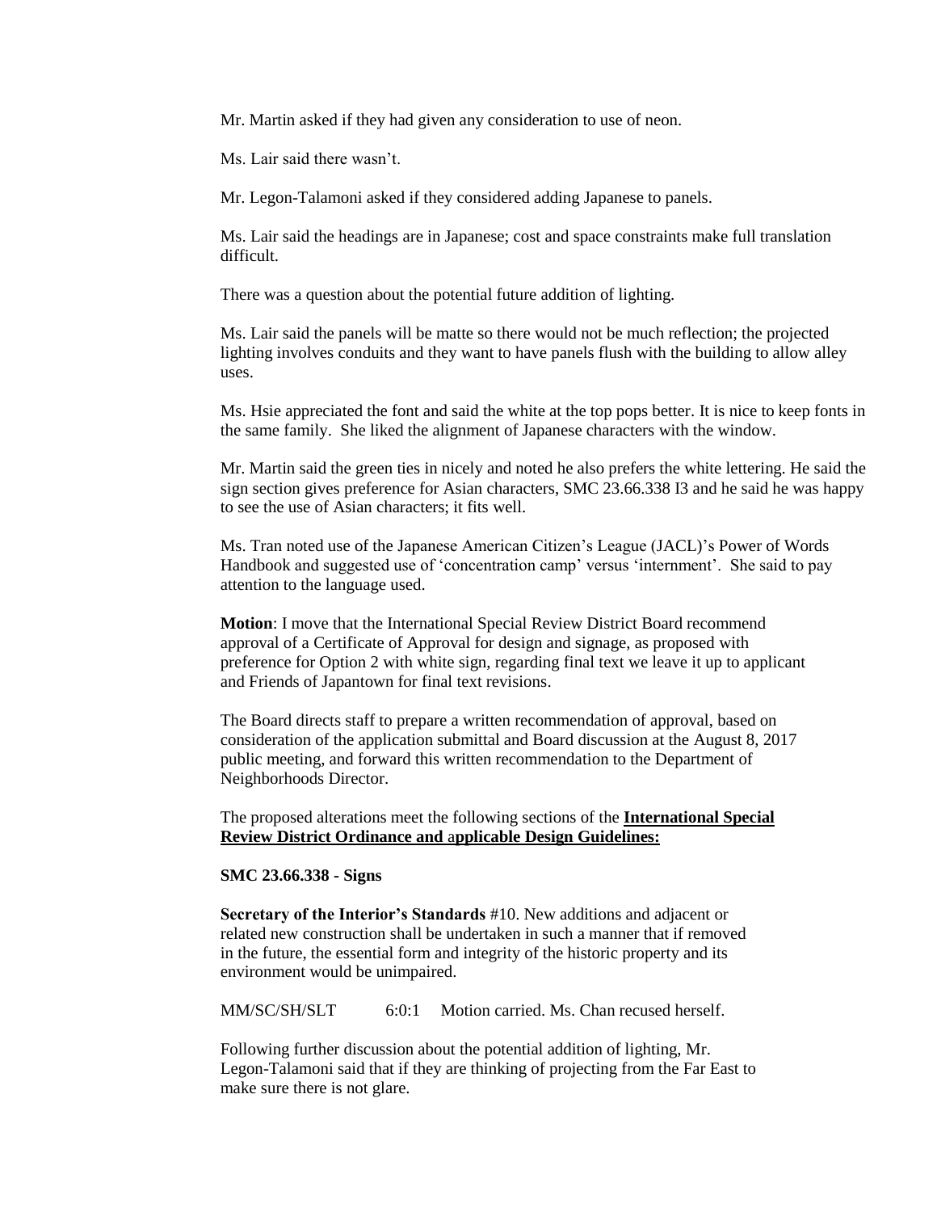Mr. Martin asked if they had given any consideration to use of neon.

Ms. Lair said there wasn't.

Mr. Legon-Talamoni asked if they considered adding Japanese to panels.

Ms. Lair said the headings are in Japanese; cost and space constraints make full translation difficult.

There was a question about the potential future addition of lighting.

Ms. Lair said the panels will be matte so there would not be much reflection; the projected lighting involves conduits and they want to have panels flush with the building to allow alley uses.

Ms. Hsie appreciated the font and said the white at the top pops better. It is nice to keep fonts in the same family. She liked the alignment of Japanese characters with the window.

Mr. Martin said the green ties in nicely and noted he also prefers the white lettering. He said the sign section gives preference for Asian characters, SMC 23.66.338 I3 and he said he was happy to see the use of Asian characters; it fits well.

Ms. Tran noted use of the Japanese American Citizen's League (JACL)'s Power of Words Handbook and suggested use of 'concentration camp' versus 'internment'. She said to pay attention to the language used.

**Motion**: I move that the International Special Review District Board recommend approval of a Certificate of Approval for design and signage, as proposed with preference for Option 2 with white sign, regarding final text we leave it up to applicant and Friends of Japantown for final text revisions.

The Board directs staff to prepare a written recommendation of approval, based on consideration of the application submittal and Board discussion at the August 8, 2017 public meeting, and forward this written recommendation to the Department of Neighborhoods Director.

The proposed alterations meet the following sections of the **International Special Review District Ordinance and applicable Design Guidelines:**

**SMC 23.66.338 - Signs**

**Secretary of the Interior's Standards** #10. New additions and adjacent or related new construction shall be undertaken in such a manner that if removed in the future, the essential form and integrity of the historic property and its environment would be unimpaired.

MM/SC/SH/SLT 6:0:1 Motion carried. Ms. Chan recused herself.

Following further discussion about the potential addition of lighting, Mr. Legon-Talamoni said that if they are thinking of projecting from the Far East to make sure there is not glare.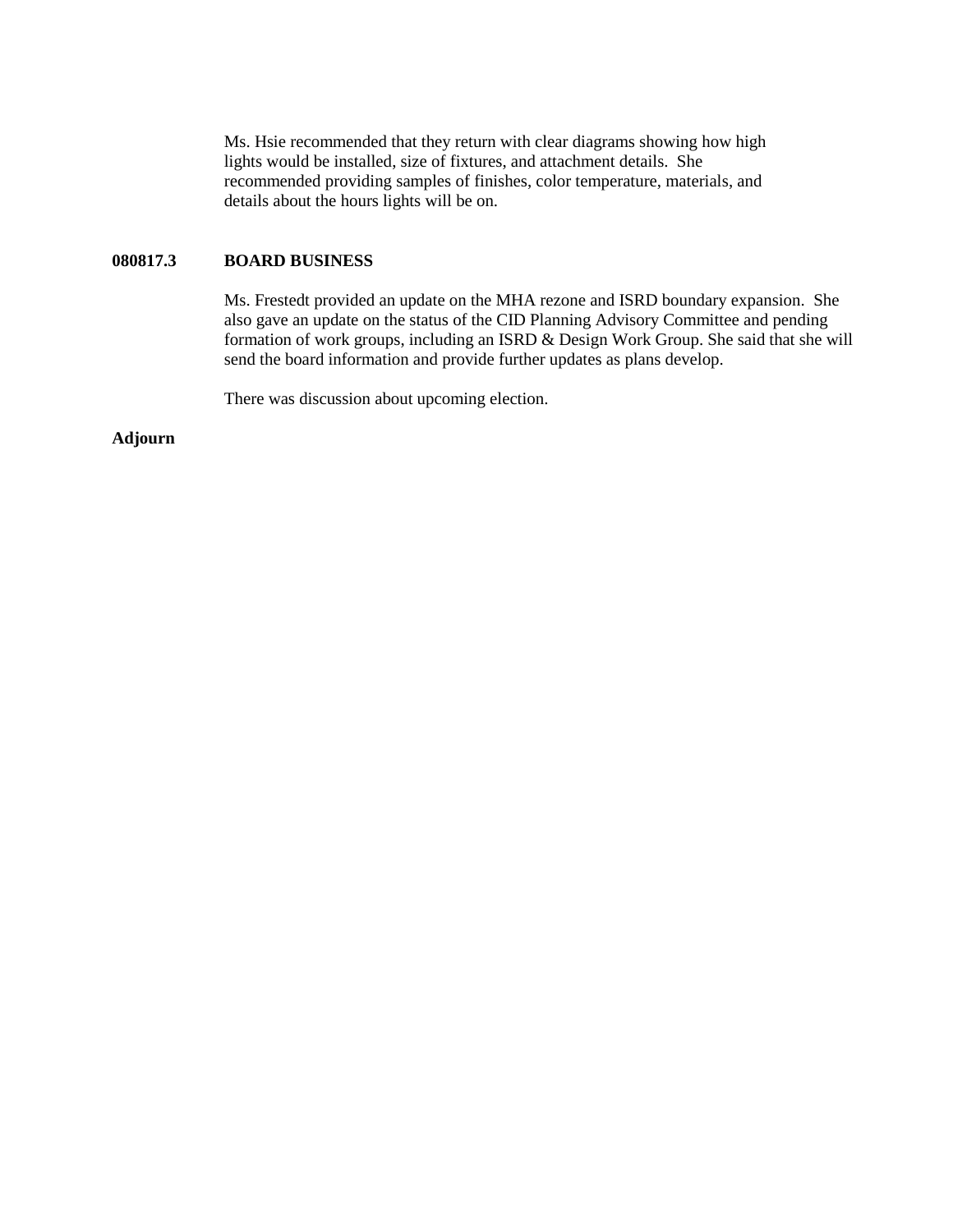Ms. Hsie recommended that they return with clear diagrams showing how high lights would be installed, size of fixtures, and attachment details. She recommended providing samples of finishes, color temperature, materials, and details about the hours lights will be on.

**080817.3 BOARD BUSINESS**

Ms. Frestedt provided an update on the MHA rezone and ISRD boundary expansion. She also gave an update on the status of the CID Planning Advisory Committee and pending formation of work groups, including an ISRD & Design Work Group. She said that she will send the board information and provide further updates as plans develop.

There was discussion about upcoming election.

**Adjourn**